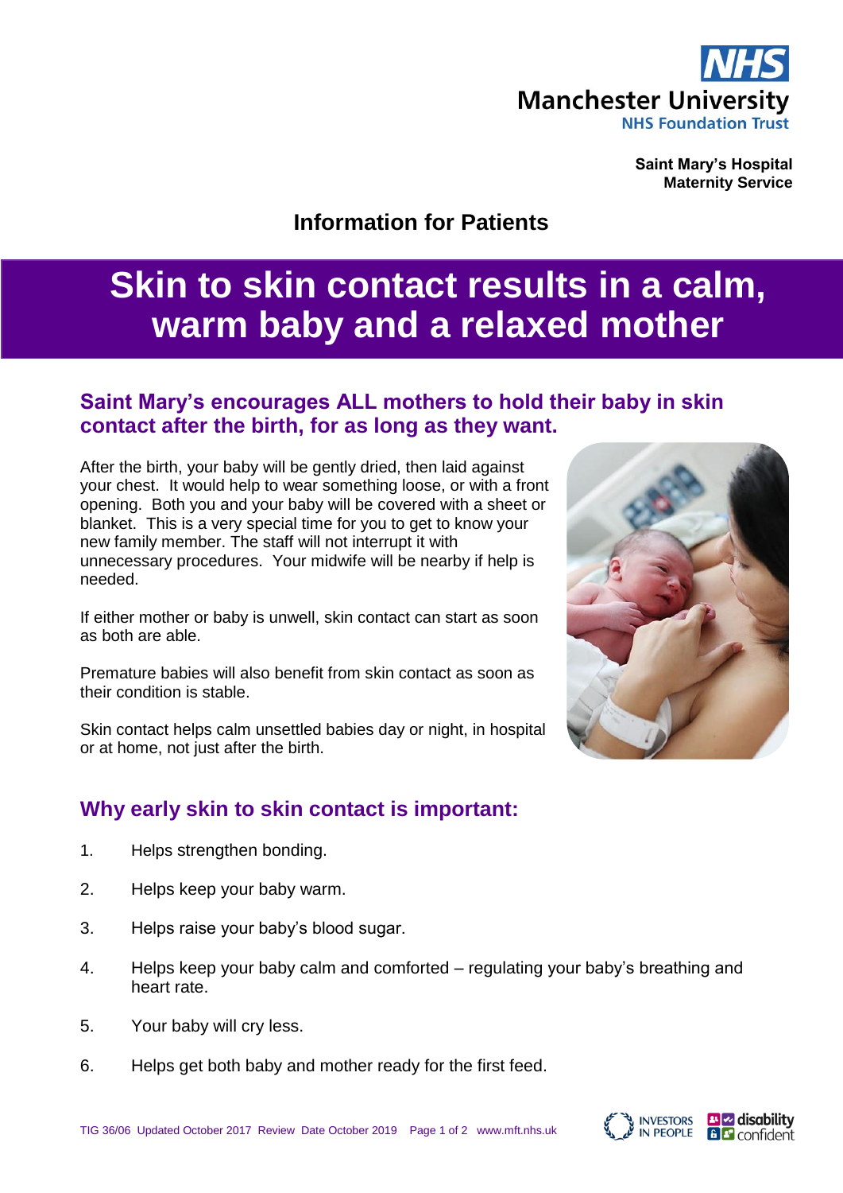Manchester University
NHS Foundation Trust

**Saint Mary's Hospital**
**Maternity Service**

## Information for Patients

# Skin to skin contact results in a calm, warm baby and a relaxed mother

### Saint Mary's encourages ALL mothers to hold their baby in skin contact after the birth, for as long as they want.

After the birth, your baby will be gently dried, then laid against your chest. It would help to wear something loose, or with a front opening. Both you and your baby will be covered with a sheet or blanket. This is a very special time for you to get to know your new family member. The staff will not interrupt it with unnecessary procedures. Your midwife will be nearby if help is needed.

If either mother or baby is unwell, skin contact can start as soon as both are able.

Premature babies will also benefit from skin contact as soon as their condition is stable.

Skin contact helps calm unsettled babies day or night, in hospital or at home, not just after the birth.

### Why early skin to skin contact is important:

1. Helps strengthen bonding.
2. Helps keep your baby warm.
3. Helps raise your baby's blood sugar.
4. Helps keep your baby calm and comforted – regulating your baby's breathing and heart rate.
5. Your baby will cry less.
6. Helps get both baby and mother ready for the first feed.

TIG 36/06 Updated October 2017 Review Date October 2019 www.mft.nhs.uk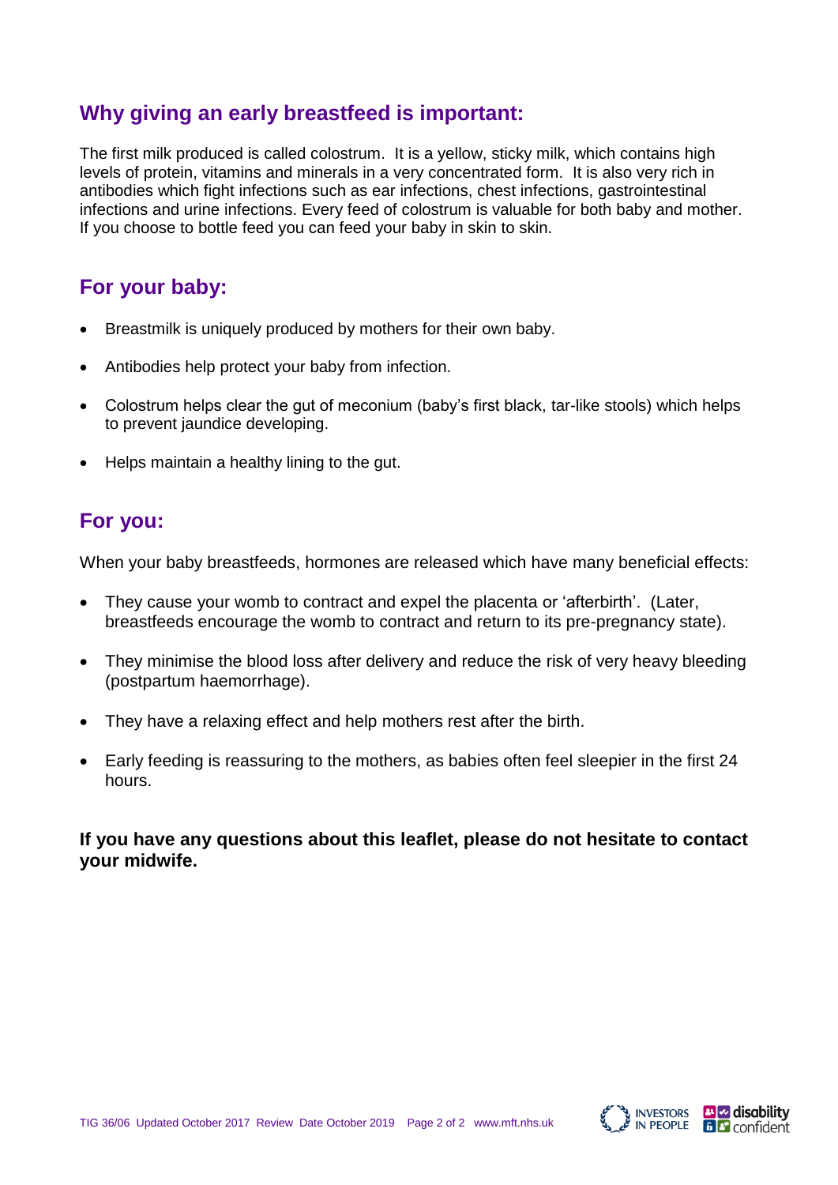## Why giving an early breastfeed is important:

The first milk produced is called colostrum. It is a yellow, sticky milk, which contains high levels of protein, vitamins and minerals in a very concentrated form. It is also very rich in antibodies which fight infections such as ear infections, chest infections, gastrointestinal infections and urine infections. Every feed of colostrum is valuable for both baby and mother. If you choose to bottle feed you can feed your baby in skin to skin.

## For your baby:

- Breastmilk is uniquely produced by mothers for their own baby.
- Antibodies help protect your baby from infection.
- Colostrum helps clear the gut of meconium (baby's first black, tar-like stools) which helps to prevent jaundice developing.
- Helps maintain a healthy lining to the gut.

## For you:

When your baby breastfeeds, hormones are released which have many beneficial effects:

- They cause your womb to contract and expel the placenta or 'afterbirth'. (Later, breastfeeds encourage the womb to contract and return to its pre-pregnancy state).
- They minimise the blood loss after delivery and reduce the risk of very heavy bleeding (postpartum haemorrhage).
- They have a relaxing effect and help mothers rest after the birth.
- Early feeding is reassuring to the mothers, as babies often feel sleepier in the first 24 hours.

**If you have any questions about this leaflet, please do not hesitate to contact your midwife.**

TIG 36/06 Updated October 2017 Review Date October 2019 www.mft.nhs.uk